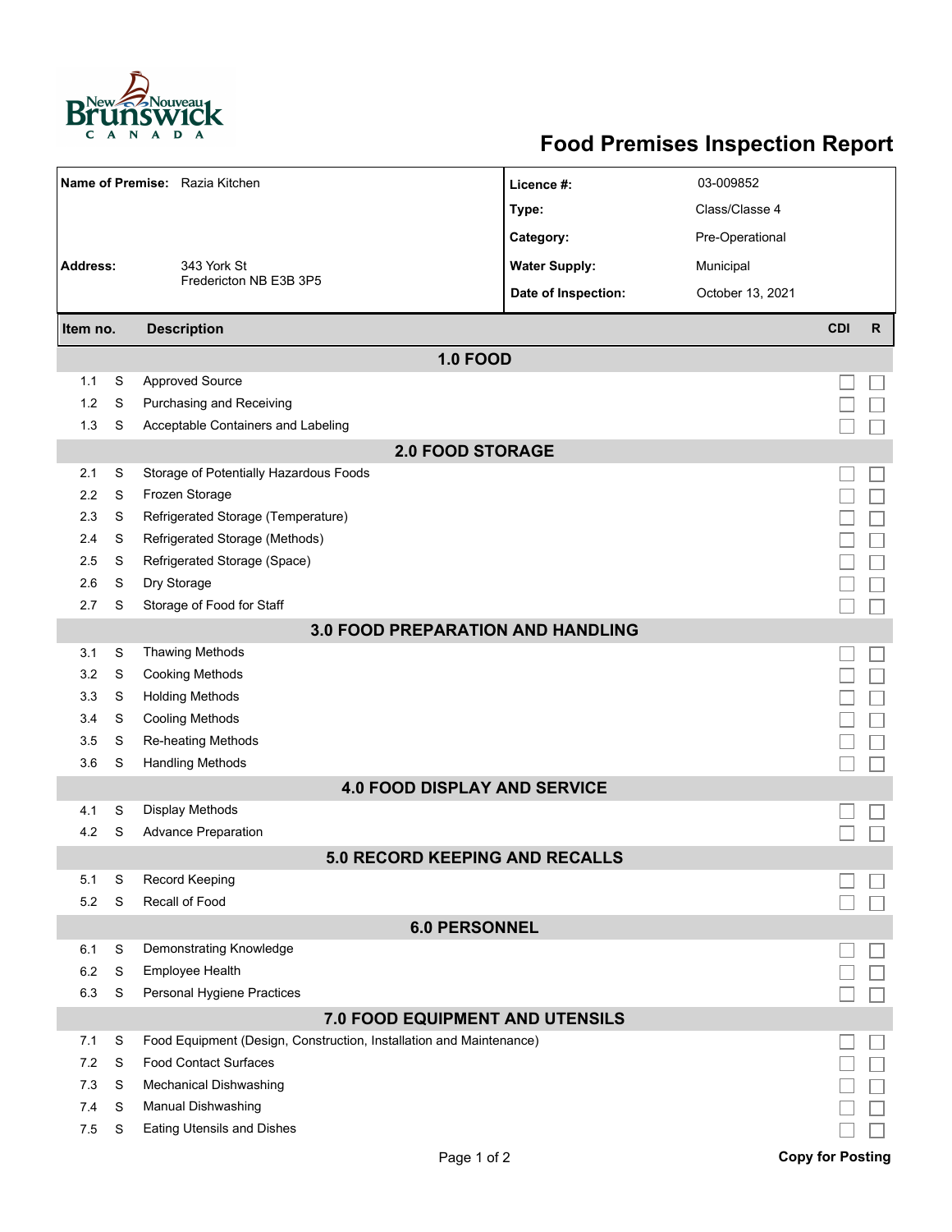# Food Premises Inspection Report

| | | | |
|---|---|---|---|
| **Name of Premise:** | Razia Kitchen | **Licence #:** | 03-009852 |
| | | **Type:** | Class/Classe 4 |
| | | **Category:** | Pre-Operational |
| **Address:** | 343 York St<br>Fredericton NB E3B 3P5 | **Water Supply:** | Municipal |
| | | **Date of Inspection:** | October 13, 2021 |

| Item no. | | Description | CDI | R |
|---|---|---|---|---|
| **1.0 FOOD** | | | | |
| 1.1 | S | Approved Source | ☐ | ☐ |
| 1.2 | S | Purchasing and Receiving | ☐ | ☐ |
| 1.3 | S | Acceptable Containers and Labeling | ☐ | ☐ |
| **2.0 FOOD STORAGE** | | | | |
| 2.1 | S | Storage of Potentially Hazardous Foods | ☐ | ☐ |
| 2.2 | S | Frozen Storage | ☐ | ☐ |
| 2.3 | S | Refrigerated Storage (Temperature) | ☐ | ☐ |
| 2.4 | S | Refrigerated Storage (Methods) | ☐ | ☐ |
| 2.5 | S | Refrigerated Storage (Space) | ☐ | ☐ |
| 2.6 | S | Dry Storage | ☐ | ☐ |
| 2.7 | S | Storage of Food for Staff | ☐ | ☐ |
| **3.0 FOOD PREPARATION AND HANDLING** | | | | |
| 3.1 | S | Thawing Methods | ☐ | ☐ |
| 3.2 | S | Cooking Methods | ☐ | ☐ |
| 3.3 | S | Holding Methods | ☐ | ☐ |
| 3.4 | S | Cooling Methods | ☐ | ☐ |
| 3.5 | S | Re-heating Methods | ☐ | ☐ |
| 3.6 | S | Handling Methods | ☐ | ☐ |
| **4.0 FOOD DISPLAY AND SERVICE** | | | | |
| 4.1 | S | Display Methods | ☐ | ☐ |
| 4.2 | S | Advance Preparation | ☐ | ☐ |
| **5.0 RECORD KEEPING AND RECALLS** | | | | |
| 5.1 | S | Record Keeping | ☐ | ☐ |
| 5.2 | S | Recall of Food | ☐ | ☐ |
| **6.0 PERSONNEL** | | | | |
| 6.1 | S | Demonstrating Knowledge | ☐ | ☐ |
| 6.2 | S | Employee Health | ☐ | ☐ |
| 6.3 | S | Personal Hygiene Practices | ☐ | ☐ |
| **7.0 FOOD EQUIPMENT AND UTENSILS** | | | | |
| 7.1 | S | Food Equipment (Design, Construction, Installation and Maintenance) | ☐ | ☐ |
| 7.2 | S | Food Contact Surfaces | ☐ | ☐ |
| 7.3 | S | Mechanical Dishwashing | ☐ | ☐ |
| 7.4 | S | Manual Dishwashing | ☐ | ☐ |
| 7.5 | S | Eating Utensils and Dishes | ☐ | ☐ |

**Copy for Posting**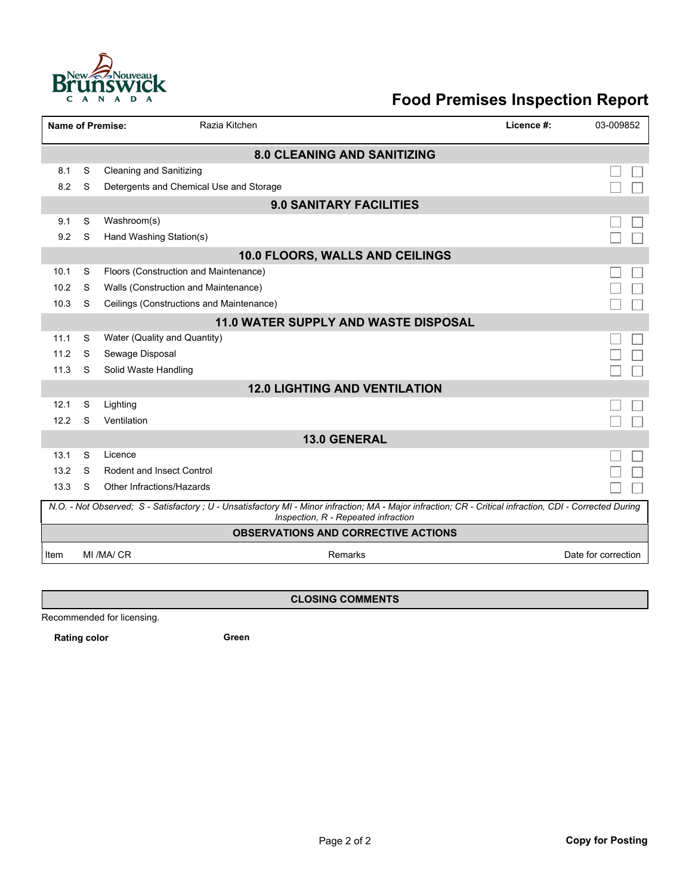# Food Premises Inspection Report

| **Name of Premise:** | Razia Kitchen | **Licence #:** | 03-009852 |
|---|---|---|---|

## 8.0 CLEANING AND SANITIZING

| | | | | |
|---|---|---|---|---|
| 8.1 | S | Cleaning and Sanitizing | ☐ | ☐ |
| 8.2 | S | Detergents and Chemical Use and Storage | ☐ | ☐ |

## 9.0 SANITARY FACILITIES

| | | | | |
|---|---|---|---|---|
| 9.1 | S | Washroom(s) | ☐ | ☐ |
| 9.2 | S | Hand Washing Station(s) | ☐ | ☐ |

## 10.0 FLOORS, WALLS AND CEILINGS

| | | | | |
|---|---|---|---|---|
| 10.1 | S | Floors (Construction and Maintenance) | ☐ | ☐ |
| 10.2 | S | Walls (Construction and Maintenance) | ☐ | ☐ |
| 10.3 | S | Ceilings (Constructions and Maintenance) | ☐ | ☐ |

## 11.0 WATER SUPPLY AND WASTE DISPOSAL

| | | | | |
|---|---|---|---|---|
| 11.1 | S | Water (Quality and Quantity) | ☐ | ☐ |
| 11.2 | S | Sewage Disposal | ☐ | ☐ |
| 11.3 | S | Solid Waste Handling | ☐ | ☐ |

## 12.0 LIGHTING AND VENTILATION

| | | | | |
|---|---|---|---|---|
| 12.1 | S | Lighting | ☐ | ☐ |
| 12.2 | S | Ventilation | ☐ | ☐ |

## 13.0 GENERAL

| | | | | |
|---|---|---|---|---|
| 13.1 | S | Licence | ☐ | ☐ |
| 13.2 | S | Rodent and Insect Control | ☐ | ☐ |
| 13.3 | S | Other Infractions/Hazards | ☐ | ☐ |

*N.O. - Not Observed; S - Satisfactory ; U - Unsatisfactory MI - Minor infraction; MA - Major infraction; CR - Critical infraction, CDI - Corrected During Inspection, R - Repeated infraction*

## OBSERVATIONS AND CORRECTIVE ACTIONS

| Item | MI /MA/ CR | Remarks | Date for correction |
|---|---|---|---|

## CLOSING COMMENTS

Recommended for licensing.

**Rating color** **Green**

**Copy for Posting**